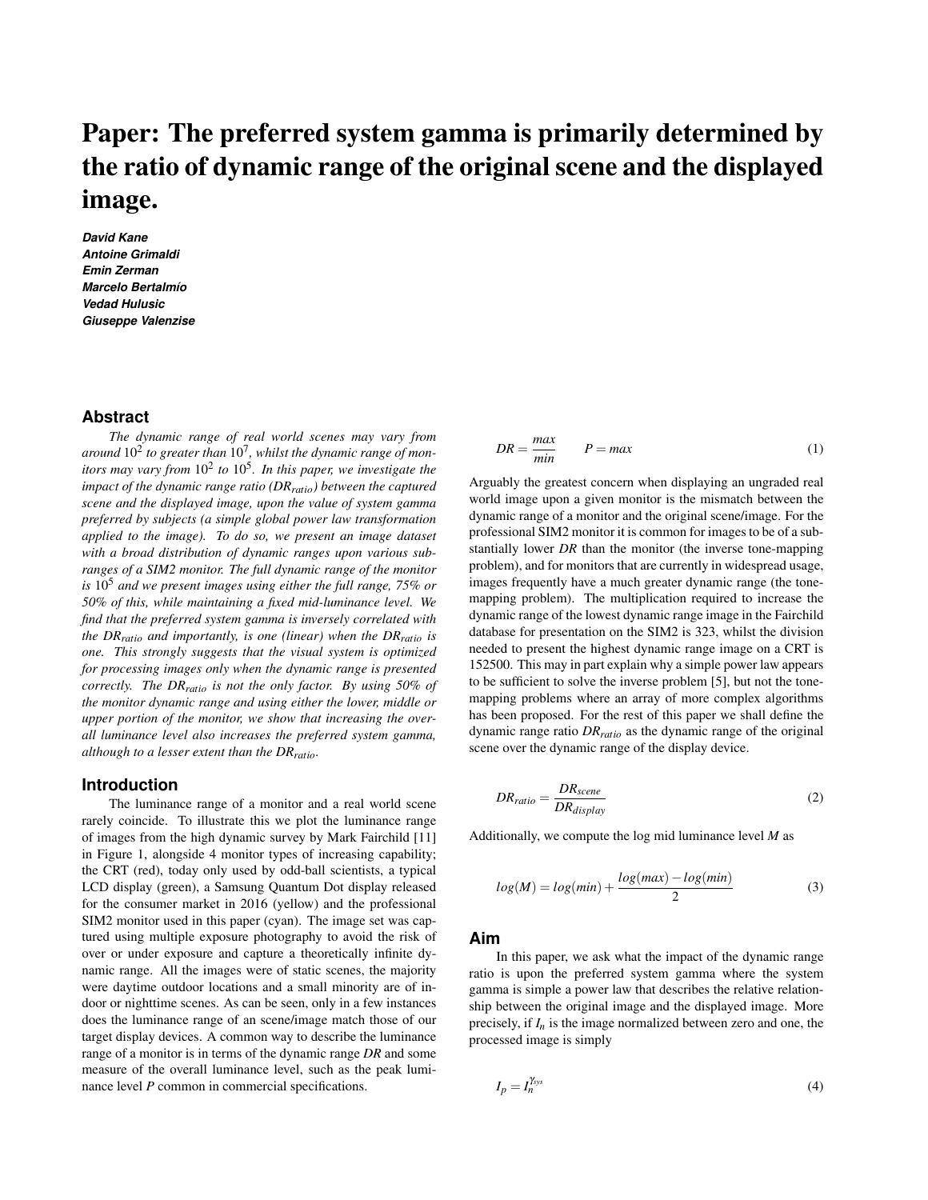# Paper: The preferred system gamma is primarily determined by the ratio of dynamic range of the original scene and the displayed image.

***David Kane***
***Antoine Grimaldi***
***Emin Zerman***
***Marcelo Bertalmío***
***Vedad Hulusic***
***Giuseppe Valenzise***

## Abstract

*The dynamic range of real world scenes may vary from around* $10^2$ *to greater than* $10^7$*, whilst the dynamic range of monitors may vary from* $10^2$ *to* $10^5$*. In this paper, we investigate the impact of the dynamic range ratio (*$DR_{ratio}$*) between the captured scene and the displayed image, upon the value of system gamma preferred by subjects (a simple global power law transformation applied to the image). To do so, we present an image dataset with a broad distribution of dynamic ranges upon various subranges of a SIM2 monitor. The full dynamic range of the monitor is* $10^5$ *and we present images using either the full range, 75% or 50% of this, while maintaining a fixed mid-luminance level. We find that the preferred system gamma is inversely correlated with the* $DR_{ratio}$ *and importantly, is one (linear) when the* $DR_{ratio}$ *is one. This strongly suggests that the visual system is optimized for processing images only when the dynamic range is presented correctly. The* $DR_{ratio}$ *is not the only factor. By using 50% of the monitor dynamic range and using either the lower, middle or upper portion of the monitor, we show that increasing the overall luminance level also increases the preferred system gamma, although to a lesser extent than the* $DR_{ratio}$*.*

## Introduction

The luminance range of a monitor and a real world scene rarely coincide. To illustrate this we plot the luminance range of images from the high dynamic survey by Mark Fairchild [11] in Figure 1, alongside 4 monitor types of increasing capability; the CRT (red), today only used by odd-ball scientists, a typical LCD display (green), a Samsung Quantum Dot display released for the consumer market in 2016 (yellow) and the professional SIM2 monitor used in this paper (cyan). The image set was captured using multiple exposure photography to avoid the risk of over or under exposure and capture a theoretically infinite dynamic range. All the images were of static scenes, the majority were daytime outdoor locations and a small minority are of indoor or nighttime scenes. As can be seen, only in a few instances does the luminance range of an scene/image match those of our target display devices. A common way to describe the luminance range of a monitor is in terms of the dynamic range *DR* and some measure of the overall luminance level, such as the peak luminance level *P* common in commercial specifications.

$$DR = \frac{max}{min} \qquad P = max \tag{1}$$

Arguably the greatest concern when displaying an ungraded real world image upon a given monitor is the mismatch between the dynamic range of a monitor and the original scene/image. For the professional SIM2 monitor it is common for images to be of a substantially lower *DR* than the monitor (the inverse tone-mapping problem), and for monitors that are currently in widespread usage, images frequently have a much greater dynamic range (the tone-mapping problem). The multiplication required to increase the dynamic range of the lowest dynamic range image in the Fairchild database for presentation on the SIM2 is 323, whilst the division needed to present the highest dynamic range image on a CRT is 152500. This may in part explain why a simple power law appears to be sufficient to solve the inverse problem [5], but not the tone-mapping problems where an array of more complex algorithms has been proposed. For the rest of this paper we shall define the dynamic range ratio $DR_{ratio}$ as the dynamic range of the original scene over the dynamic range of the display device.

$$DR_{ratio} = \frac{DR_{scene}}{DR_{display}} \tag{2}$$

Additionally, we compute the log mid luminance level *M* as

$$log(M) = log(min) + \frac{log(max) - log(min)}{2} \tag{3}$$

## Aim

In this paper, we ask what the impact of the dynamic range ratio is upon the preferred system gamma where the system gamma is simple a power law that describes the relative relationship between the original image and the displayed image. More precisely, if $I_n$ is the image normalized between zero and one, the processed image is simply

$$I_p = I_n^{\gamma_{sys}} \tag{4}$$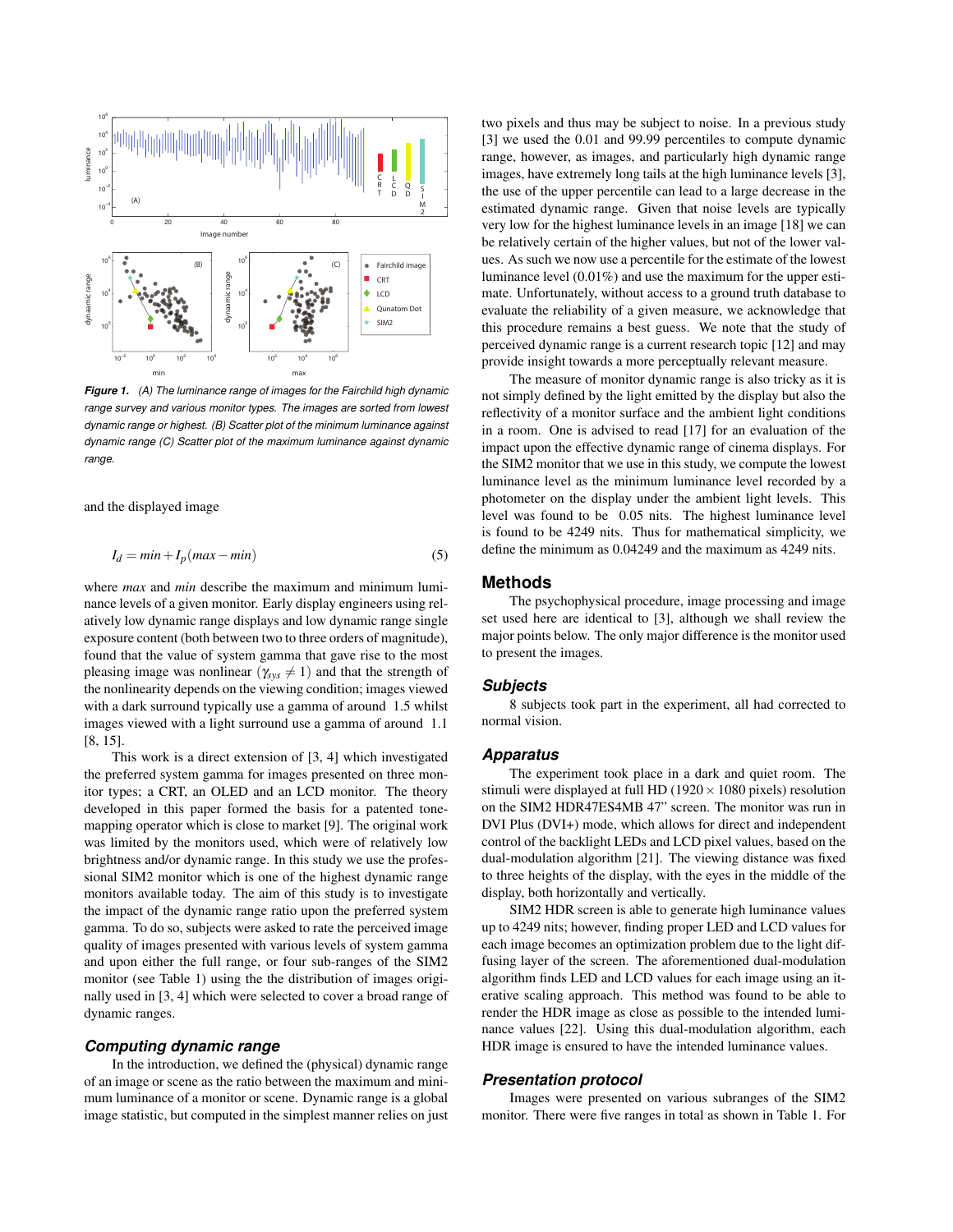*Figure 1. (A) The luminance range of images for the Fairchild high dynamic range survey and various monitor types. The images are sorted from lowest dynamic range or highest. (B) Scatter plot of the minimum luminance against dynamic range (C) Scatter plot of the maximum luminance against dynamic range.*

and the displayed image

$$I_d = min + I_p(max - min) \tag{5}$$

where *max* and *min* describe the maximum and minimum luminance levels of a given monitor. Early display engineers using relatively low dynamic range displays and low dynamic range single exposure content (both between two to three orders of magnitude), found that the value of system gamma that gave rise to the most pleasing image was nonlinear ($\gamma_{sys} \neq 1$) and that the strength of the nonlinearity depends on the viewing condition; images viewed with a dark surround typically use a gamma of around 1.5 whilst images viewed with a light surround use a gamma of around 1.1 [8, 15].

This work is a direct extension of [3, 4] which investigated the preferred system gamma for images presented on three monitor types; a CRT, an OLED and an LCD monitor. The theory developed in this paper formed the basis for a patented tonemapping operator which is close to market [9]. The original work was limited by the monitors used, which were of relatively low brightness and/or dynamic range. In this study we use the professional SIM2 monitor which is one of the highest dynamic range monitors available today. The aim of this study is to investigate the impact of the dynamic range ratio upon the preferred system gamma. To do so, subjects were asked to rate the perceived image quality of images presented with various levels of system gamma and upon either the full range, or four sub-ranges of the SIM2 monitor (see Table 1) using the the distribution of images originally used in [3, 4] which were selected to cover a broad range of dynamic ranges.

## Computing dynamic range

In the introduction, we defined the (physical) dynamic range of an image or scene as the ratio between the maximum and minimum luminance of a monitor or scene. Dynamic range is a global image statistic, but computed in the simplest manner relies on just two pixels and thus may be subject to noise. In a previous study [3] we used the 0.01 and 99.99 percentiles to compute dynamic range, however, as images, and particularly high dynamic range images, have extremely long tails at the high luminance levels [3], the use of the upper percentile can lead to a large decrease in the estimated dynamic range. Given that noise levels are typically very low for the highest luminance levels in an image [18] we can be relatively certain of the higher values, but not of the lower values. As such we now use a percentile for the estimate of the lowest luminance level (0.01%) and use the maximum for the upper estimate. Unfortunately, without access to a ground truth database to evaluate the reliability of a given measure, we acknowledge that this procedure remains a best guess. We note that the study of perceived dynamic range is a current research topic [12] and may provide insight towards a more perceptually relevant measure.

The measure of monitor dynamic range is also tricky as it is not simply defined by the light emitted by the display but also the reflectivity of a monitor surface and the ambient light conditions in a room. One is advised to read [17] for an evaluation of the impact upon the effective dynamic range of cinema displays. For the SIM2 monitor that we use in this study, we compute the lowest luminance level as the minimum luminance level recorded by a photometer on the display under the ambient light levels. This level was found to be 0.05 nits. The highest luminance level is found to be 4249 nits. Thus for mathematical simplicity, we define the minimum as 0.04249 and the maximum as 4249 nits.

## Methods

The psychophysical procedure, image processing and image set used here are identical to [3], although we shall review the major points below. The only major difference is the monitor used to present the images.

### Subjects

8 subjects took part in the experiment, all had corrected to normal vision.

### Apparatus

The experiment took place in a dark and quiet room. The stimuli were displayed at full HD ($1920 \times 1080$ pixels) resolution on the SIM2 HDR47ES4MB 47" screen. The monitor was run in DVI Plus (DVI+) mode, which allows for direct and independent control of the backlight LEDs and LCD pixel values, based on the dual-modulation algorithm [21]. The viewing distance was fixed to three heights of the display, with the eyes in the middle of the display, both horizontally and vertically.

SIM2 HDR screen is able to generate high luminance values up to 4249 nits; however, finding proper LED and LCD values for each image becomes an optimization problem due to the light diffusing layer of the screen. The aforementioned dual-modulation algorithm finds LED and LCD values for each image using an iterative scaling approach. This method was found to be able to render the HDR image as close as possible to the intended luminance values [22]. Using this dual-modulation algorithm, each HDR image is ensured to have the intended luminance values.

### Presentation protocol

Images were presented on various subranges of the SIM2 monitor. There were five ranges in total as shown in Table 1. For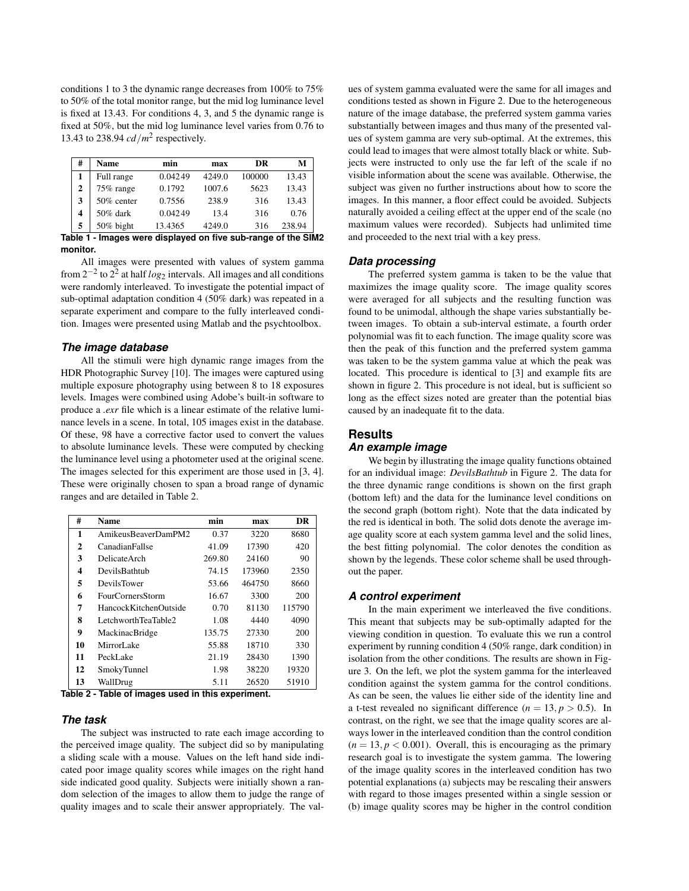conditions 1 to 3 the dynamic range decreases from 100% to 75% to 50% of the total monitor range, but the mid log luminance level is fixed at 13.43. For conditions 4, 3, and 5 the dynamic range is fixed at 50%, but the mid log luminance level varies from 0.76 to 13.43 to 238.94 $cd/m^2$ respectively.

| # | Name | min | max | DR | M |
|---|---|---|---|---|---|
| **1** | Full range | 0.04249 | 4249.0 | 100000 | 13.43 |
| **2** | 75% range | 0.1792 | 1007.6 | 5623 | 13.43 |
| **3** | 50% center | 0.7556 | 238.9 | 316 | 13.43 |
| **4** | 50% dark | 0.04249 | 13.4 | 316 | 0.76 |
| **5** | 50% bight | 13.4365 | 4249.0 | 316 | 238.94 |

**Table 1 - Images were displayed on five sub-range of the SIM2 monitor.**

All images were presented with values of system gamma from $2^{-2}$ to $2^{2}$ at half $log_2$ intervals. All images and all conditions were randomly interleaved. To investigate the potential impact of sub-optimal adaptation condition 4 (50% dark) was repeated in a separate experiment and compare to the fully interleaved condition. Images were presented using Matlab and the psychtoolbox.

### The image database

All the stimuli were high dynamic range images from the HDR Photographic Survey [10]. The images were captured using multiple exposure photography using between 8 to 18 exposures levels. Images were combined using Adobe's built-in software to produce a *.exr* file which is a linear estimate of the relative luminance levels in a scene. In total, 105 images exist in the database. Of these, 98 have a corrective factor used to convert the values to absolute luminance levels. These were computed by checking the luminance level using a photometer used at the original scene. The images selected for this experiment are those used in [3, 4]. These were originally chosen to span a broad range of dynamic ranges and are detailed in Table 2.

| # | Name | min | max | DR |
|---|---|---|---|---|
| **1** | AmikeusBeaverDamPM2 | 0.37 | 3220 | 8680 |
| **2** | CanadianFallse | 41.09 | 17390 | 420 |
| **3** | DelicateArch | 269.80 | 24160 | 90 |
| **4** | DevilsBathtub | 74.15 | 173960 | 2350 |
| **5** | DevilsTower | 53.66 | 464750 | 8660 |
| **6** | FourCornersStorm | 16.67 | 3300 | 200 |
| **7** | HancockKitchenOutside | 0.70 | 81130 | 115790 |
| **8** | LetchworthTeaTable2 | 1.08 | 4440 | 4090 |
| **9** | MackinacBridge | 135.75 | 27330 | 200 |
| **10** | MirrorLake | 55.88 | 18710 | 330 |
| **11** | PeckLake | 21.19 | 28430 | 1390 |
| **12** | SmokyTunnel | 1.98 | 38220 | 19320 |
| **13** | WallDrug | 5.11 | 26520 | 51910 |

**Table 2 - Table of images used in this experiment.**

### The task

The subject was instructed to rate each image according to the perceived image quality. The subject did so by manipulating a sliding scale with a mouse. Values on the left hand side indicated poor image quality scores while images on the right hand side indicated good quality. Subjects were initially shown a random selection of the images to allow them to judge the range of quality images and to scale their answer appropriately. The values of system gamma evaluated were the same for all images and conditions tested as shown in Figure 2. Due to the heterogeneous nature of the image database, the preferred system gamma varies substantially between images and thus many of the presented values of system gamma are very sub-optimal. At the extremes, this could lead to images that were almost totally black or white. Subjects were instructed to only use the far left of the scale if no visible information about the scene was available. Otherwise, the subject was given no further instructions about how to score the images. In this manner, a floor effect could be avoided. Subjects naturally avoided a ceiling effect at the upper end of the scale (no maximum values were recorded). Subjects had unlimited time and proceeded to the next trial with a key press.

### Data processing

The preferred system gamma is taken to be the value that maximizes the image quality score. The image quality scores were averaged for all subjects and the resulting function was found to be unimodal, although the shape varies substantially between images. To obtain a sub-interval estimate, a fourth order polynomial was fit to each function. The image quality score was then the peak of this function and the preferred system gamma was taken to be the system gamma value at which the peak was located. This procedure is identical to [3] and example fits are shown in figure 2. This procedure is not ideal, but is sufficient so long as the effect sizes noted are greater than the potential bias caused by an inadequate fit to the data.

## Results

### An example image

We begin by illustrating the image quality functions obtained for an individual image: *DevilsBathtub* in Figure 2. The data for the three dynamic range conditions is shown on the first graph (bottom left) and the data for the luminance level conditions on the second graph (bottom right). Note that the data indicated by the red is identical in both. The solid dots denote the average image quality score at each system gamma level and the solid lines, the best fitting polynomial. The color denotes the condition as shown by the legends. These color scheme shall be used throughout the paper.

### A control experiment

In the main experiment we interleaved the five conditions. This meant that subjects may be sub-optimally adapted for the viewing condition in question. To evaluate this we run a control experiment by running condition 4 (50% range, dark condition) in isolation from the other conditions. The results are shown in Figure 3. On the left, we plot the system gamma for the interleaved condition against the system gamma for the control conditions. As can be seen, the values lie either side of the identity line and a t-test revealed no significant difference ($n = 13, p > 0.5$). In contrast, on the right, we see that the image quality scores are always lower in the interleaved condition than the control condition ($n = 13, p < 0.001$). Overall, this is encouraging as the primary research goal is to investigate the system gamma. The lowering of the image quality scores in the interleaved condition has two potential explanations (a) subjects may be rescaling their answers with regard to those images presented within a single session or (b) image quality scores may be higher in the control condition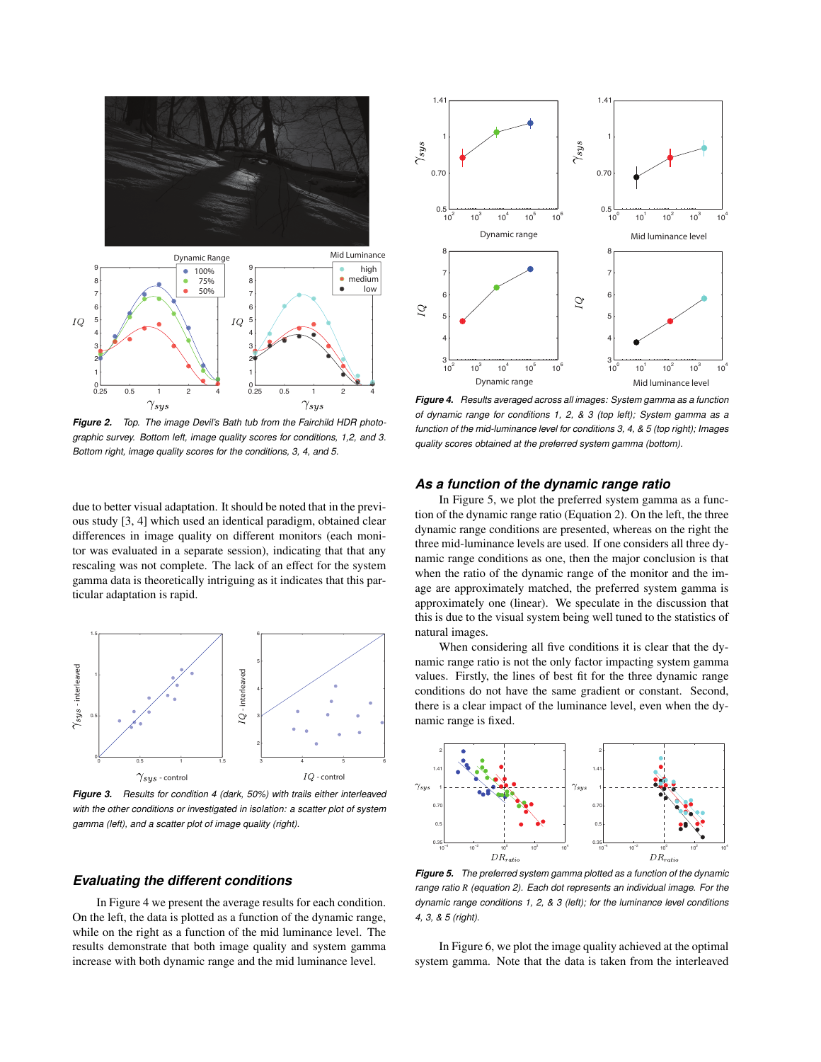Dynamic Range

100%
75%
50%

$IQ$

$\gamma_{sys}$

Mid Luminance

high
medium
low

$IQ$

$\gamma_{sys}$

***Figure 2.*** *Top. The image Devil's Bath tub from the Fairchild HDR photographic survey. Bottom left, image quality scores for conditions, 1,2, and 3. Bottom right, image quality scores for the conditions, 3, 4, and 5.*

due to better visual adaptation. It should be noted that in the previous study [3, 4] which used an identical paradigm, obtained clear differences in image quality on different monitors (each monitor was evaluated in a separate session), indicating that that any rescaling was not complete. The lack of an effect for the system gamma data is theoretically intriguing as it indicates that this particular adaptation is rapid.

$\gamma_{sys}$ - interleaved

$\gamma_{sys}$ - control

$IQ$ - interleaved

$IQ$ - control

***Figure 3.*** *Results for condition 4 (dark, 50%) with trails either interleaved with the other conditions or investigated in isolation: a scatter plot of system gamma (left), and a scatter plot of image quality (right).*

## *Evaluating the different conditions*

In Figure 4 we present the average results for each condition. On the left, the data is plotted as a function of the dynamic range, while on the right as a function of the mid luminance level. The results demonstrate that both image quality and system gamma increase with both dynamic range and the mid luminance level.

$\gamma_{sys}$

Dynamic range

$\gamma_{sys}$

Mid luminance level

$IQ$

Dynamic range

$IQ$

Mid luminance level

***Figure 4.*** *Results averaged across all images: System gamma as a function of dynamic range for conditions 1, 2, & 3 (top left); System gamma as a function of the mid-luminance level for conditions 3, 4, & 5 (top right); Images quality scores obtained at the preferred system gamma (bottom).*

## *As a function of the dynamic range ratio*

In Figure 5, we plot the preferred system gamma as a function of the dynamic range ratio (Equation 2). On the left, the three dynamic range conditions are presented, whereas on the right the three mid-luminance levels are used. If one considers all three dynamic range conditions as one, then the major conclusion is that when the ratio of the dynamic range of the monitor and the image are approximately matched, the preferred system gamma is approximately one (linear). We speculate in the discussion that this is due to the visual system being well tuned to the statistics of natural images.

When considering all five conditions it is clear that the dynamic range ratio is not the only factor impacting system gamma values. Firstly, the lines of best fit for the three dynamic range conditions do not have the same gradient or constant. Second, there is a clear impact of the luminance level, even when the dynamic range is fixed.

$\gamma_{sys}$

$DR_{ratio}$

$\gamma_{sys}$

$DR_{ratio}$

***Figure 5.*** *The preferred system gamma plotted as a function of the dynamic range ratio R (equation 2). Each dot represents an individual image. For the dynamic range conditions 1, 2, & 3 (left); for the luminance level conditions 4, 3, & 5 (right).*

In Figure 6, we plot the image quality achieved at the optimal system gamma. Note that the data is taken from the interleaved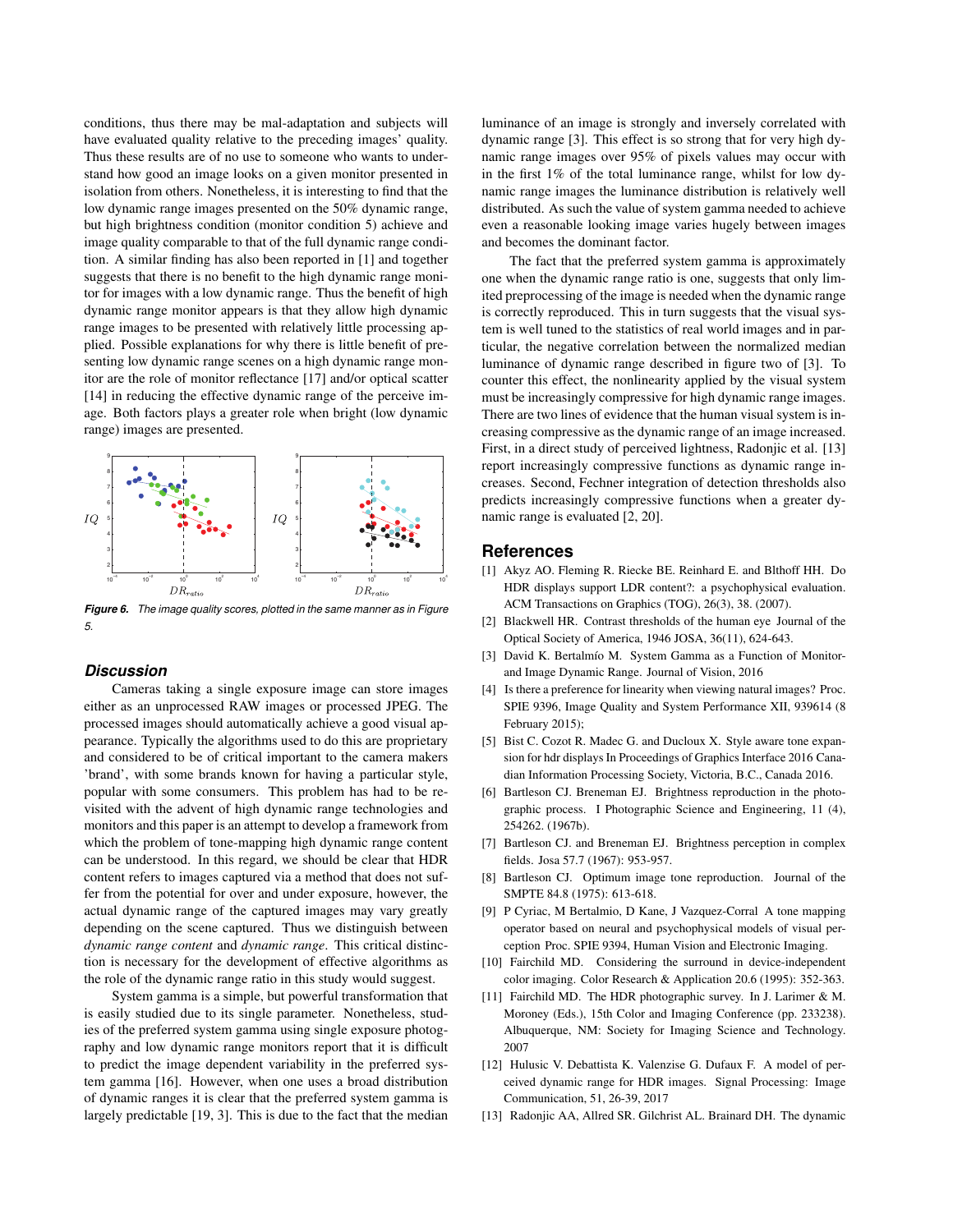conditions, thus there may be mal-adaptation and subjects will have evaluated quality relative to the preceding images' quality. Thus these results are of no use to someone who wants to understand how good an image looks on a given monitor presented in isolation from others. Nonetheless, it is interesting to find that the low dynamic range images presented on the 50% dynamic range, but high brightness condition (monitor condition 5) achieve and image quality comparable to that of the full dynamic range condition. A similar finding has also been reported in [1] and together suggests that there is no benefit to the high dynamic range monitor for images with a low dynamic range. Thus the benefit of high dynamic range monitor appears is that they allow high dynamic range images to be presented with relatively little processing applied. Possible explanations for why there is little benefit of presenting low dynamic range scenes on a high dynamic range monitor are the role of monitor reflectance [17] and/or optical scatter [14] in reducing the effective dynamic range of the perceive image. Both factors plays a greater role when bright (low dynamic range) images are presented.

IQ

$DR_{ratio}$

IQ

$DR_{ratio}$

***Figure 6.*** *The image quality scores, plotted in the same manner as in Figure 5.*

## *Discussion*

Cameras taking a single exposure image can store images either as an unprocessed RAW images or processed JPEG. The processed images should automatically achieve a good visual appearance. Typically the algorithms used to do this are proprietary and considered to be of critical important to the camera makers 'brand', with some brands known for having a particular style, popular with some consumers. This problem has had to be revisited with the advent of high dynamic range technologies and monitors and this paper is an attempt to develop a framework from which the problem of tone-mapping high dynamic range content can be understood. In this regard, we should be clear that HDR content refers to images captured via a method that does not suffer from the potential for over and under exposure, however, the actual dynamic range of the captured images may vary greatly depending on the scene captured. Thus we distinguish between *dynamic range content* and *dynamic range*. This critical distinction is necessary for the development of effective algorithms as the role of the dynamic range ratio in this study would suggest.

System gamma is a simple, but powerful transformation that is easily studied due to its single parameter. Nonetheless, studies of the preferred system gamma using single exposure photography and low dynamic range monitors report that it is difficult to predict the image dependent variability in the preferred system gamma [16]. However, when one uses a broad distribution of dynamic ranges it is clear that the preferred system gamma is largely predictable [19, 3]. This is due to the fact that the median luminance of an image is strongly and inversely correlated with dynamic range [3]. This effect is so strong that for very high dynamic range images over 95% of pixels values may occur with in the first 1% of the total luminance range, whilst for low dynamic range images the luminance distribution is relatively well distributed. As such the value of system gamma needed to achieve even a reasonable looking image varies hugely between images and becomes the dominant factor.

The fact that the preferred system gamma is approximately one when the dynamic range ratio is one, suggests that only limited preprocessing of the image is needed when the dynamic range is correctly reproduced. This in turn suggests that the visual system is well tuned to the statistics of real world images and in particular, the negative correlation between the normalized median luminance of dynamic range described in figure two of [3]. To counter this effect, the nonlinearity applied by the visual system must be increasingly compressive for high dynamic range images. There are two lines of evidence that the human visual system is increasing compressive as the dynamic range of an image increased. First, in a direct study of perceived lightness, Radonjic et al. [13] report increasingly compressive functions as dynamic range increases. Second, Fechner integration of detection thresholds also predicts increasingly compressive functions when a greater dynamic range is evaluated [2, 20].

## References

[1] Akyz AO. Fleming R. Riecke BE. Reinhard E. and Blthoff HH. Do HDR displays support LDR content?: a psychophysical evaluation. ACM Transactions on Graphics (TOG), 26(3), 38. (2007).

[2] Blackwell HR. Contrast thresholds of the human eye Journal of the Optical Society of America, 1946 JOSA, 36(11), 624-643.

[3] David K. Bertalmío M. System Gamma as a Function of Monitor- and Image Dynamic Range. Journal of Vision, 2016

[4] Is there a preference for linearity when viewing natural images? Proc. SPIE 9396, Image Quality and System Performance XII, 939614 (8 February 2015);

[5] Bist C. Cozot R. Madec G. and Ducloux X. Style aware tone expansion for hdr displays In Proceedings of Graphics Interface 2016 Canadian Information Processing Society, Victoria, B.C., Canada 2016.

[6] Bartleson CJ. Breneman EJ. Brightness reproduction in the photographic process. I Photographic Science and Engineering, 11 (4), 254262. (1967b).

[7] Bartleson CJ. and Breneman EJ. Brightness perception in complex fields. Josa 57.7 (1967): 953-957.

[8] Bartleson CJ. Optimum image tone reproduction. Journal of the SMPTE 84.8 (1975): 613-618.

[9] P Cyriac, M Bertalmio, D Kane, J Vazquez-Corral A tone mapping operator based on neural and psychophysical models of visual perception Proc. SPIE 9394, Human Vision and Electronic Imaging.

[10] Fairchild MD. Considering the surround in device-independent color imaging. Color Research & Application 20.6 (1995): 352-363.

[11] Fairchild MD. The HDR photographic survey. In J. Larimer & M. Moroney (Eds.), 15th Color and Imaging Conference (pp. 233238). Albuquerque, NM: Society for Imaging Science and Technology. 2007

[12] Hulusic V. Debattista K. Valenzise G. Dufaux F. A model of perceived dynamic range for HDR images. Signal Processing: Image Communication, 51, 26-39, 2017

[13] Radonjic AA, Allred SR. Gilchrist AL. Brainard DH. The dynamic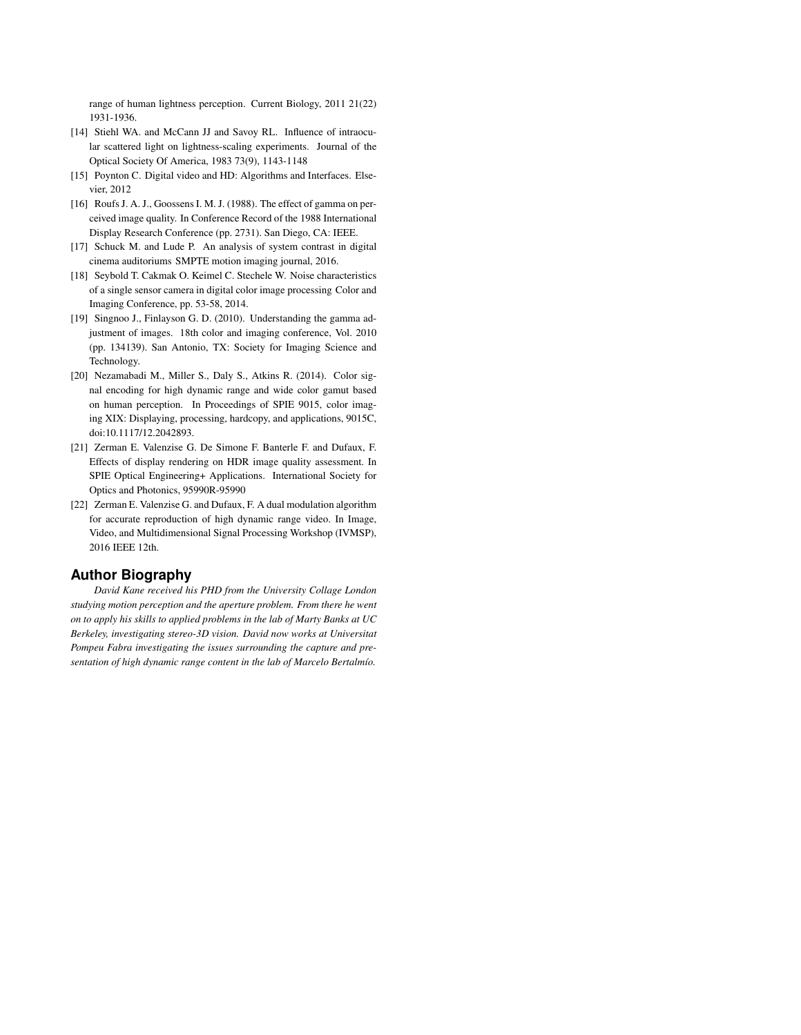range of human lightness perception. Current Biology, 2011 21(22) 1931-1936.

[14] Stiehl WA. and McCann JJ and Savoy RL. Influence of intraocular scattered light on lightness-scaling experiments. Journal of the Optical Society Of America, 1983 73(9), 1143-1148

[15] Poynton C. Digital video and HD: Algorithms and Interfaces. Elsevier, 2012

[16] Roufs J. A. J., Goossens I. M. J. (1988). The effect of gamma on perceived image quality. In Conference Record of the 1988 International Display Research Conference (pp. 2731). San Diego, CA: IEEE.

[17] Schuck M. and Lude P. An analysis of system contrast in digital cinema auditoriums SMPTE motion imaging journal, 2016.

[18] Seybold T. Cakmak O. Keimel C. Stechele W. Noise characteristics of a single sensor camera in digital color image processing Color and Imaging Conference, pp. 53-58, 2014.

[19] Singnoo J., Finlayson G. D. (2010). Understanding the gamma adjustment of images. 18th color and imaging conference, Vol. 2010 (pp. 134139). San Antonio, TX: Society for Imaging Science and Technology.

[20] Nezamabadi M., Miller S., Daly S., Atkins R. (2014). Color signal encoding for high dynamic range and wide color gamut based on human perception. In Proceedings of SPIE 9015, color imaging XIX: Displaying, processing, hardcopy, and applications, 9015C, doi:10.1117/12.2042893.

[21] Zerman E. Valenzise G. De Simone F. Banterle F. and Dufaux, F. Effects of display rendering on HDR image quality assessment. In SPIE Optical Engineering+ Applications. International Society for Optics and Photonics, 95990R-95990

[22] Zerman E. Valenzise G. and Dufaux, F. A dual modulation algorithm for accurate reproduction of high dynamic range video. In Image, Video, and Multidimensional Signal Processing Workshop (IVMSP), 2016 IEEE 12th.

## Author Biography

*David Kane received his PHD from the University Collage London studying motion perception and the aperture problem. From there he went on to apply his skills to applied problems in the lab of Marty Banks at UC Berkeley, investigating stereo-3D vision. David now works at Universitat Pompeu Fabra investigating the issues surrounding the capture and presentation of high dynamic range content in the lab of Marcelo Bertalmío.*